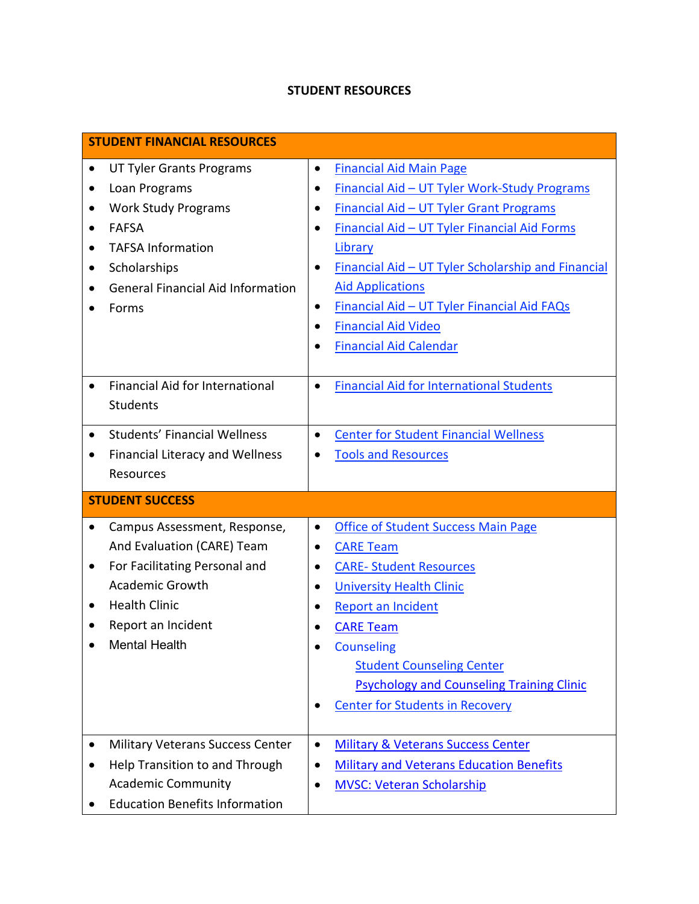# STUDENT RESOURCES

| STUDENT FINANCIAL RESOURCES | |
|---|---|
| • UT Tyler Grants Programs<br>• Loan Programs<br>• Work Study Programs<br>• FAFSA<br>• TAFSA Information<br>• Scholarships<br>• General Financial Aid Information<br>• Forms | • Financial Aid Main Page<br>• Financial Aid – UT Tyler Work-Study Programs<br>• Financial Aid – UT Tyler Grant Programs<br>• Financial Aid – UT Tyler Financial Aid Forms Library<br>• Financial Aid – UT Tyler Scholarship and Financial Aid Applications<br>• Financial Aid – UT Tyler Financial Aid FAQs<br>• Financial Aid Video<br>• Financial Aid Calendar |
| • Financial Aid for International Students | • Financial Aid for International Students |
| • Students' Financial Wellness<br>• Financial Literacy and Wellness Resources | • Center for Student Financial Wellness<br>• Tools and Resources |
| **STUDENT SUCCESS** | |
| • Campus Assessment, Response, And Evaluation (CARE) Team<br>• For Facilitating Personal and Academic Growth<br>• Health Clinic<br>• Report an Incident<br>• Mental Health | • Office of Student Success Main Page<br>• CARE Team<br>• CARE- Student Resources<br>• University Health Clinic<br>• Report an Incident<br>• CARE Team<br>• Counseling<br>  Student Counseling Center<br>  Psychology and Counseling Training Clinic<br>• Center for Students in Recovery |
| • Military Veterans Success Center<br>• Help Transition to and Through Academic Community<br>• Education Benefits Information | • Military & Veterans Success Center<br>• Military and Veterans Education Benefits<br>• MVSC: Veteran Scholarship |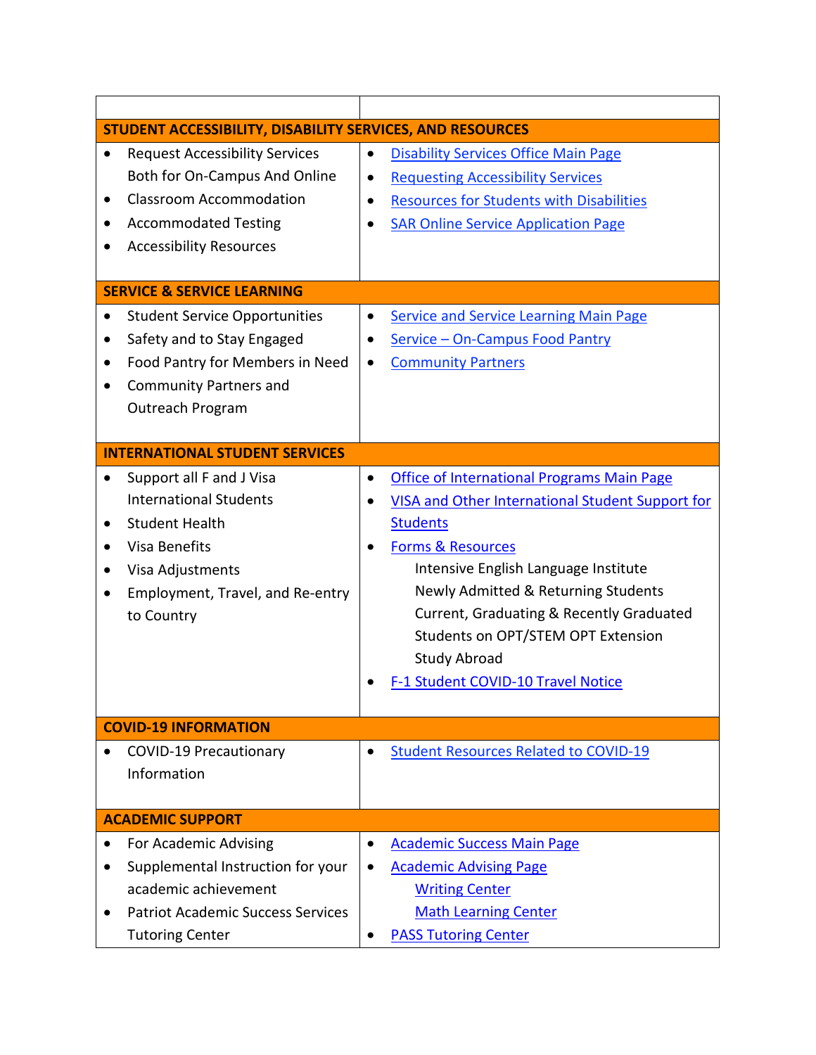| | |
|---|---|
| **STUDENT ACCESSIBILITY, DISABILITY SERVICES, AND RESOURCES** | |
| • Request Accessibility Services Both for On-Campus And Online<br>• Classroom Accommodation<br>• Accommodated Testing<br>• Accessibility Resources | • Disability Services Office Main Page<br>• Requesting Accessibility Services<br>• Resources for Students with Disabilities<br>• SAR Online Service Application Page |
| **SERVICE & SERVICE LEARNING** | |
| • Student Service Opportunities<br>• Safety and to Stay Engaged<br>• Food Pantry for Members in Need<br>• Community Partners and Outreach Program | • Service and Service Learning Main Page<br>• Service – On-Campus Food Pantry<br>• Community Partners |
| **INTERNATIONAL STUDENT SERVICES** | |
| • Support all F and J Visa International Students<br>• Student Health<br>• Visa Benefits<br>• Visa Adjustments<br>• Employment, Travel, and Re-entry to Country | • Office of International Programs Main Page<br>• VISA and Other International Student Support for Students<br>• Forms & Resources<br>Intensive English Language Institute<br>Newly Admitted & Returning Students<br>Current, Graduating & Recently Graduated<br>Students on OPT/STEM OPT Extension<br>Study Abroad<br>• F-1 Student COVID-10 Travel Notice |
| **COVID-19 INFORMATION** | |
| • COVID-19 Precautionary Information | • Student Resources Related to COVID-19 |
| **ACADEMIC SUPPORT** | |
| • For Academic Advising<br>• Supplemental Instruction for your academic achievement<br>• Patriot Academic Success Services Tutoring Center | • Academic Success Main Page<br>• Academic Advising Page<br>Writing Center<br>Math Learning Center<br>• PASS Tutoring Center |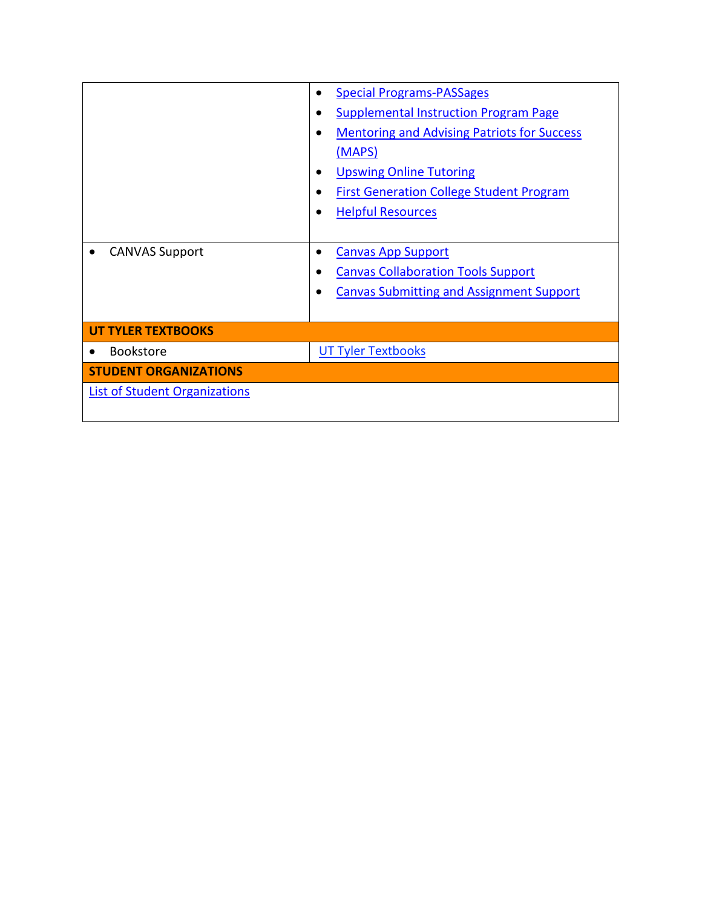| | |
|---|---|
| | • Special Programs-PASSages<br>• Supplemental Instruction Program Page<br>• Mentoring and Advising Patriots for Success (MAPS)<br>• Upswing Online Tutoring<br>• First Generation College Student Program<br>• Helpful Resources |
| • CANVAS Support | • Canvas App Support<br>• Canvas Collaboration Tools Support<br>• Canvas Submitting and Assignment Support |
| **UT TYLER TEXTBOOKS** | |
| • Bookstore | UT Tyler Textbooks |
| **STUDENT ORGANIZATIONS** | |
| List of Student Organizations | |